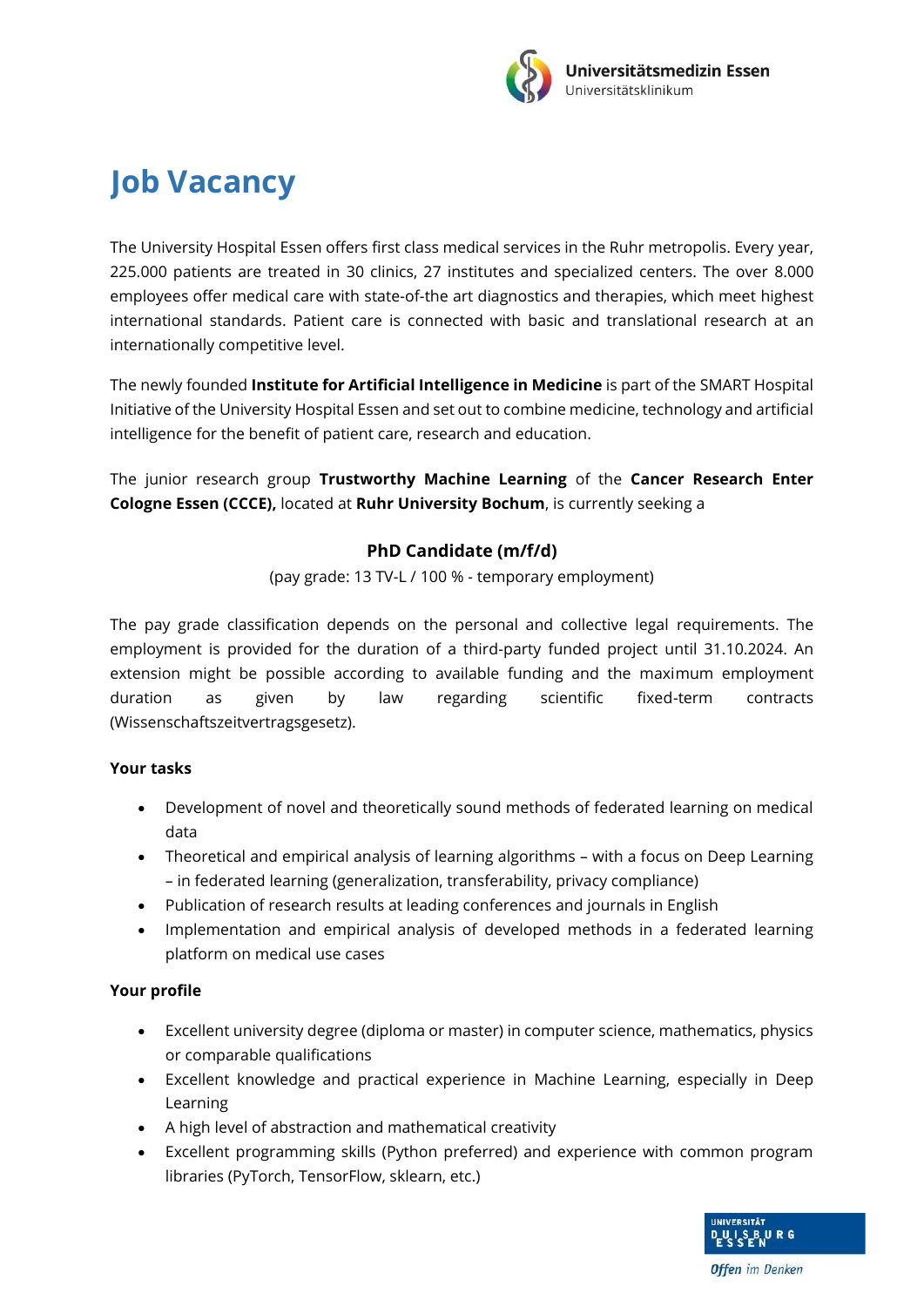# Job Vacancy

The University Hospital Essen offers first class medical services in the Ruhr metropolis. Every year, 225.000 patients are treated in 30 clinics, 27 institutes and specialized centers. The over 8.000 employees offer medical care with state-of-the art diagnostics and therapies, which meet highest international standards. Patient care is connected with basic and translational research at an internationally competitive level.

The newly founded **Institute for Artificial Intelligence in Medicine** is part of the SMART Hospital Initiative of the University Hospital Essen and set out to combine medicine, technology and artificial intelligence for the benefit of patient care, research and education.

The junior research group **Trustworthy Machine Learning** of the **Cancer Research Enter Cologne Essen (CCCE),** located at **Ruhr University Bochum**, is currently seeking a

**PhD Candidate (m/f/d)**

(pay grade: 13 TV-L / 100 % - temporary employment)

The pay grade classification depends on the personal and collective legal requirements. The employment is provided for the duration of a third-party funded project until 31.10.2024. An extension might be possible according to available funding and the maximum employment duration as given by law regarding scientific fixed-term contracts (Wissenschaftszeitvertragsgesetz).

**Your tasks**

- Development of novel and theoretically sound methods of federated learning on medical data
- Theoretical and empirical analysis of learning algorithms – with a focus on Deep Learning – in federated learning (generalization, transferability, privacy compliance)
- Publication of research results at leading conferences and journals in English
- Implementation and empirical analysis of developed methods in a federated learning platform on medical use cases

**Your profile**

- Excellent university degree (diploma or master) in computer science, mathematics, physics or comparable qualifications
- Excellent knowledge and practical experience in Machine Learning, especially in Deep Learning
- A high level of abstraction and mathematical creativity
- Excellent programming skills (Python preferred) and experience with common program libraries (PyTorch, TensorFlow, sklearn, etc.)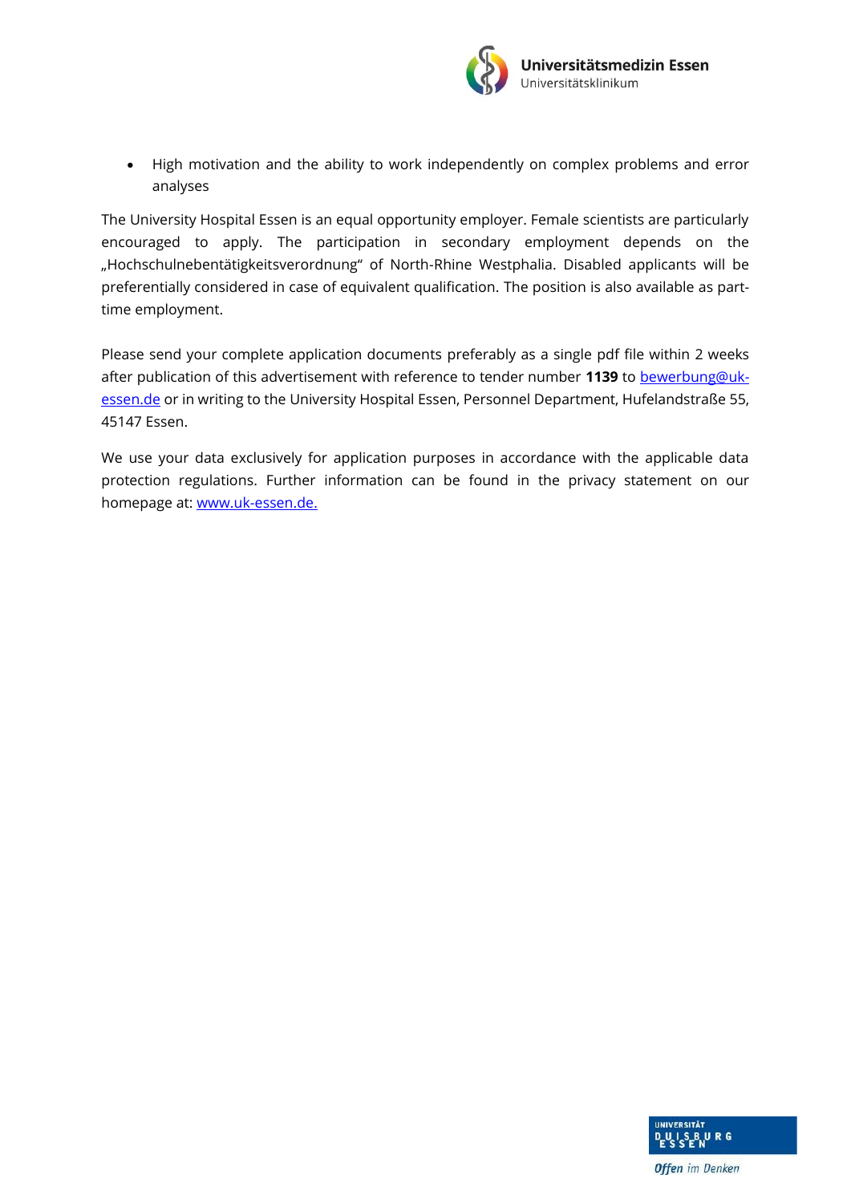- High motivation and the ability to work independently on complex problems and error analyses

The University Hospital Essen is an equal opportunity employer. Female scientists are particularly encouraged to apply. The participation in secondary employment depends on the „Hochschulnebentätigkeitsverordnung" of North-Rhine Westphalia. Disabled applicants will be preferentially considered in case of equivalent qualification. The position is also available as part-time employment.

Please send your complete application documents preferably as a single pdf file within 2 weeks after publication of this advertisement with reference to tender number **1139** to bewerbung@uk-essen.de or in writing to the University Hospital Essen, Personnel Department, Hufelandstraße 55, 45147 Essen.

We use your data exclusively for application purposes in accordance with the applicable data protection regulations. Further information can be found in the privacy statement on our homepage at: www.uk-essen.de.